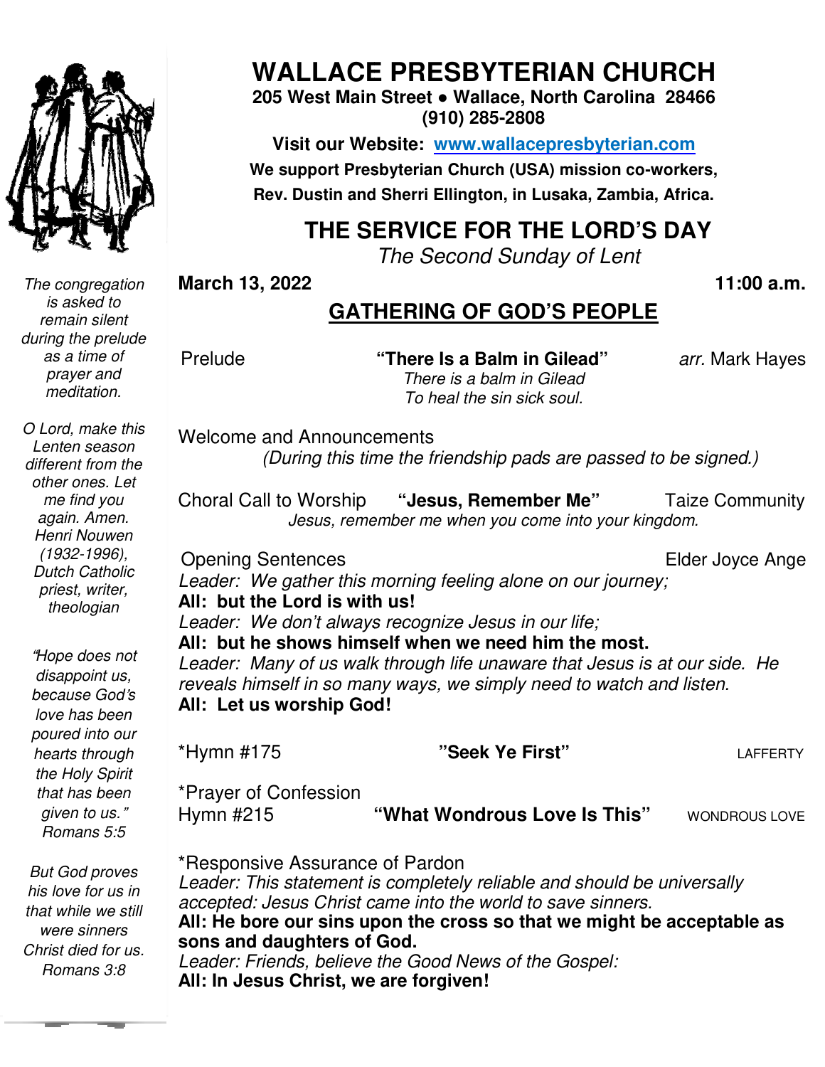# WALLACE PRESBYTERIAN CHURCH

**205 West Main Street • Wallace, North Carolina 28466**
**(910) 285-2808**

**Visit our Website: [www.wallacepresbyterian.com](http://www.wallacepresbyterian.com)**

**We support Presbyterian Church (USA) mission co-workers, Rev. Dustin and Sherri Ellington, in Lusaka, Zambia, Africa.**

## THE SERVICE FOR THE LORD'S DAY

*The Second Sunday of Lent*

**March 13, 2022** **11:00 a.m.**

*The congregation is asked to remain silent during the prelude as a time of prayer and meditation.*

*O Lord, make this Lenten season different from the other ones. Let me find you again. Amen. Henri Nouwen (1932-1996), Dutch Catholic priest, writer, theologian*

*"Hope does not disappoint us, because God's love has been poured into our hearts through the Holy Spirit that has been given to us." Romans 5:5*

*But God proves his love for us in that while we still were sinners Christ died for us. Romans 3:8*

### GATHERING OF GOD'S PEOPLE

Prelude **"There Is a Balm in Gilead"** *arr.* Mark Hayes
*There is a balm in Gilead*
*To heal the sin sick soul.*

Welcome and Announcements
*(During this time the friendship pads are passed to be signed.)*

Choral Call to Worship **"Jesus, Remember Me"** Taize Community
*Jesus, remember me when you come into your kingdom.*

Opening Sentences Elder Joyce Ange
*Leader: We gather this morning feeling alone on our journey;*
**All: but the Lord is with us!**
*Leader: We don't always recognize Jesus in our life;*
**All: but he shows himself when we need him the most.**
*Leader: Many of us walk through life unaware that Jesus is at our side. He reveals himself in so many ways, we simply need to watch and listen.*
**All: Let us worship God!**

*Hymn #175 **"Seek Ye First"** LAFFERTY

*Prayer of Confession
Hymn #215 **"What Wondrous Love Is This"** WONDROUS LOVE

*Responsive Assurance of Pardon
*Leader: This statement is completely reliable and should be universally accepted: Jesus Christ came into the world to save sinners.*
**All: He bore our sins upon the cross so that we might be acceptable as sons and daughters of God.**
*Leader: Friends, believe the Good News of the Gospel:*
**All: In Jesus Christ, we are forgiven!**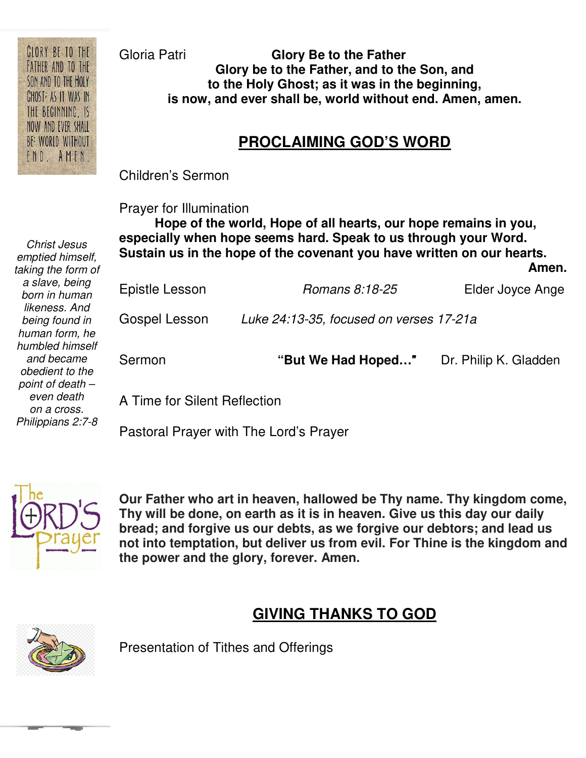Gloria Patri **Glory Be to the Father**

**Glory be to the Father, and to the Son, and to the Holy Ghost; as it was in the beginning, is now, and ever shall be, world without end. Amen, amen.**

## PROCLAIMING GOD'S WORD

*Christ Jesus emptied himself, taking the form of a slave, being born in human likeness. And being found in human form, he humbled himself and became obedient to the point of death – even death on a cross. Philippians 2:7-8*

Children's Sermon

Prayer for Illumination

**Hope of the world, Hope of all hearts, our hope remains in you, especially when hope seems hard. Speak to us through your Word. Sustain us in the hope of the covenant you have written on our hearts. Amen.**

Epistle Lesson *Romans 8:18-25* Elder Joyce Ange

Gospel Lesson *Luke 24:13-35, focused on verses 17-21a*

Sermon **"But We Had Hoped…"** Dr. Philip K. Gladden

A Time for Silent Reflection

Pastoral Prayer with The Lord's Prayer

**Our Father who art in heaven, hallowed be Thy name. Thy kingdom come, Thy will be done, on earth as it is in heaven. Give us this day our daily bread; and forgive us our debts, as we forgive our debtors; and lead us not into temptation, but deliver us from evil. For Thine is the kingdom and the power and the glory, forever. Amen.**

## GIVING THANKS TO GOD

Presentation of Tithes and Offerings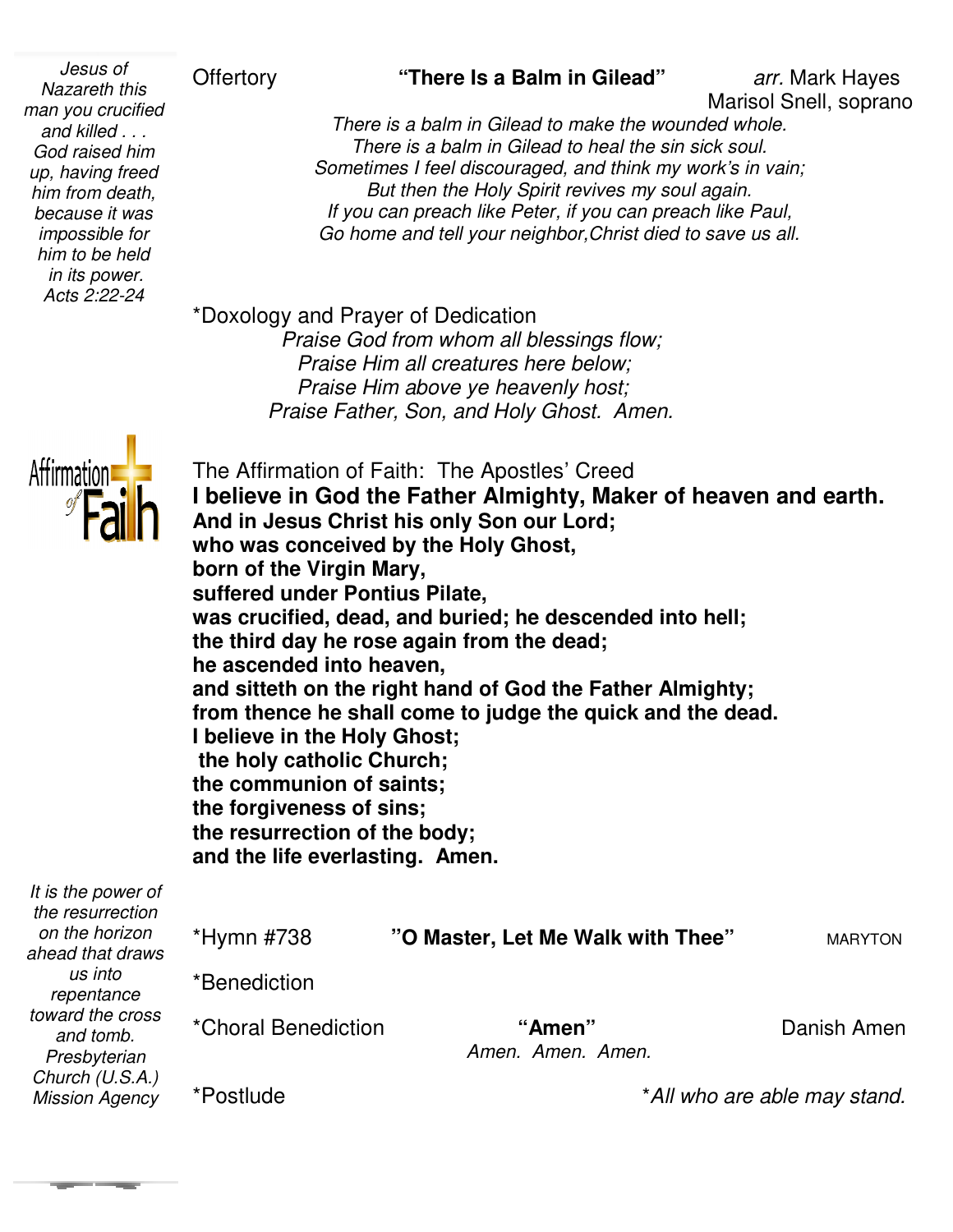*Jesus of Nazareth this man you crucified and killed . . . God raised him up, having freed him from death, because it was impossible for him to be held in its power. Acts 2:22-24*

Offertory **"There Is a Balm in Gilead"** *arr.* Mark Hayes
Marisol Snell, soprano

*There is a balm in Gilead to make the wounded whole.*
*There is a balm in Gilead to heal the sin sick soul.*
*Sometimes I feel discouraged, and think my work's in vain;*
*But then the Holy Spirit revives my soul again.*
*If you can preach like Peter, if you can preach like Paul,*
*Go home and tell your neighbor,Christ died to save us all.*

*Doxology and Prayer of Dedication

*Praise God from whom all blessings flow;*
*Praise Him all creatures here below;*
*Praise Him above ye heavenly host;*
*Praise Father, Son, and Holy Ghost. Amen.*

Affirmation of Faith

The Affirmation of Faith: The Apostles' Creed

**I believe in God the Father Almighty, Maker of heaven and earth.**
**And in Jesus Christ his only Son our Lord;**
**who was conceived by the Holy Ghost,**
**born of the Virgin Mary,**
**suffered under Pontius Pilate,**
**was crucified, dead, and buried; he descended into hell;**
**the third day he rose again from the dead;**
**he ascended into heaven,**
**and sitteth on the right hand of God the Father Almighty;**
**from thence he shall come to judge the quick and the dead.**
**I believe in the Holy Ghost;**
**the holy catholic Church;**
**the communion of saints;**
**the forgiveness of sins;**
**the resurrection of the body;**
**and the life everlasting. Amen.**

*It is the power of the resurrection on the horizon ahead that draws us into repentance toward the cross and tomb. Presbyterian Church (U.S.A.) Mission Agency*

*Hymn #738 **"O Master, Let Me Walk with Thee"** MARYTON

*Benediction

*Choral Benediction **"Amen"** Danish Amen

*Amen. Amen. Amen.*

*Postlude

**All who are able may stand.*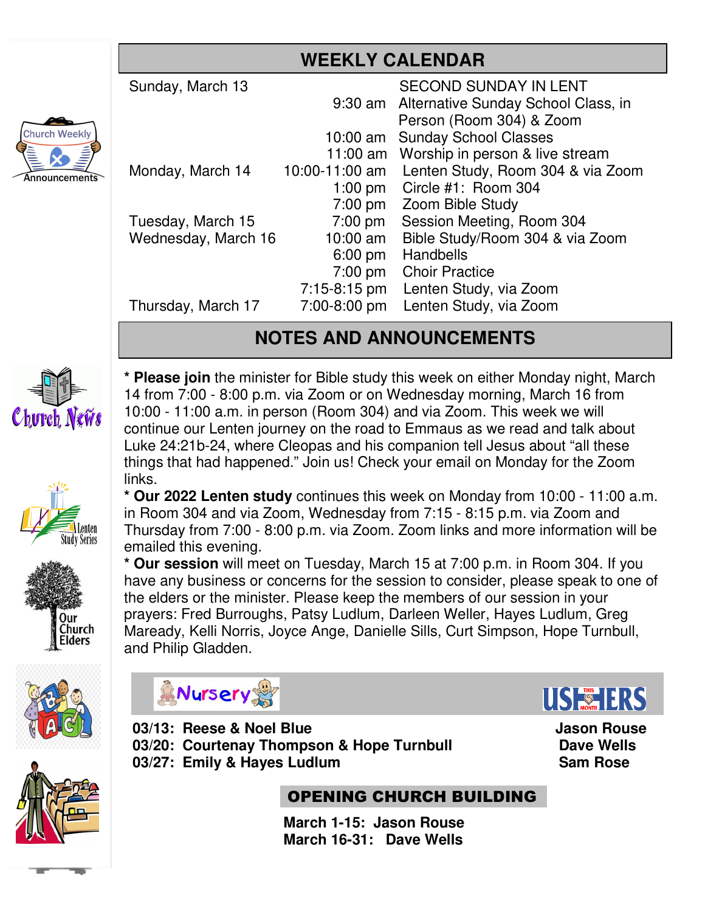## WEEKLY CALENDAR

| | | |
|---|---|---|
| Sunday, March 13 | | SECOND SUNDAY IN LENT |
| | 9:30 am | Alternative Sunday School Class, in Person (Room 304) & Zoom |
| | 10:00 am | Sunday School Classes |
| | 11:00 am | Worship in person & live stream |
| Monday, March 14 | 10:00-11:00 am | Lenten Study, Room 304 & via Zoom |
| | 1:00 pm | Circle #1: Room 304 |
| | 7:00 pm | Zoom Bible Study |
| Tuesday, March 15 | 7:00 pm | Session Meeting, Room 304 |
| Wednesday, March 16 | 10:00 am | Bible Study/Room 304 & via Zoom |
| | 6:00 pm | Handbells |
| | 7:00 pm | Choir Practice |
| | 7:15-8:15 pm | Lenten Study, via Zoom |
| Thursday, March 17 | 7:00-8:00 pm | Lenten Study, via Zoom |

## NOTES AND ANNOUNCEMENTS

* **Please join** the minister for Bible study this week on either Monday night, March 14 from 7:00 - 8:00 p.m. via Zoom or on Wednesday morning, March 16 from 10:00 - 11:00 a.m. in person (Room 304) and via Zoom. This week we will continue our Lenten journey on the road to Emmaus as we read and talk about Luke 24:21b-24, where Cleopas and his companion tell Jesus about "all these things that had happened." Join us! Check your email on Monday for the Zoom links.

* **Our 2022 Lenten study** continues this week on Monday from 10:00 - 11:00 a.m. in Room 304 and via Zoom, Wednesday from 7:15 - 8:15 p.m. via Zoom and Thursday from 7:00 - 8:00 p.m. via Zoom. Zoom links and more information will be emailed this evening.

* **Our session** will meet on Tuesday, March 15 at 7:00 p.m. in Room 304. If you have any business or concerns for the session to consider, please speak to one of the elders or the minister. Please keep the members of our session in your prayers: Fred Burroughs, Patsy Ludlum, Darleen Weller, Hayes Ludlum, Greg Maready, Kelli Norris, Joyce Ange, Danielle Sills, Curt Simpson, Hope Turnbull, and Philip Gladden.

| Nursery | Ushers |
|---|---|
| **03/13: Reese & Noel Blue** | **Jason Rouse** |
| **03/20: Courtenay Thompson & Hope Turnbull** | **Dave Wells** |
| **03/27: Emily & Hayes Ludlum** | **Sam Rose** |

## OPENING CHURCH BUILDING

**March 1-15: Jason Rouse**
**March 16-31: Dave Wells**